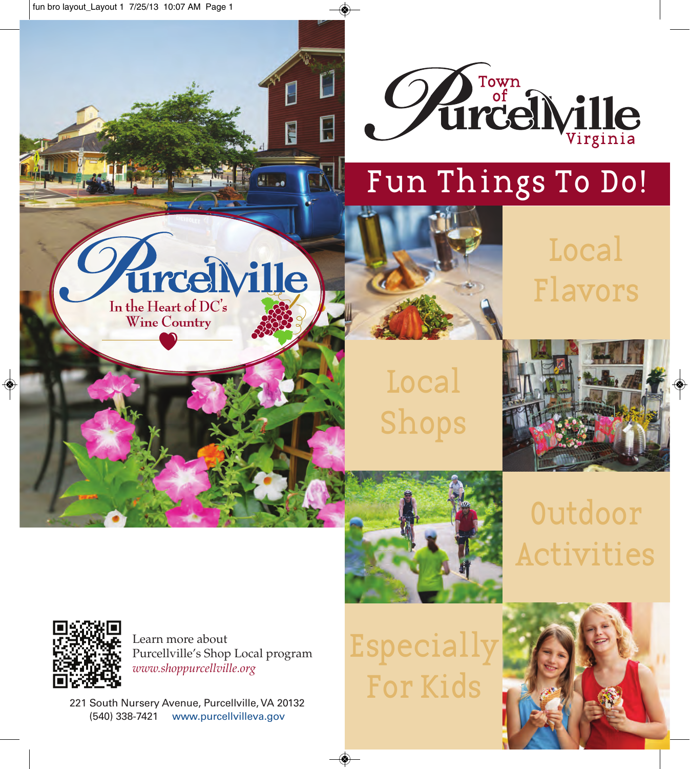# Town of Purcellville Virginia

## Fun Things To Do!

Purcellville

In the Heart of DC's Wine Country

### Local Flavors

### Local Shops

### Outdoor Activities

### Especially For Kids

Learn more about Purcellville's Shop Local program
*www.shoppurcellville.org*

221 South Nursery Avenue, Purcellville, VA 20132
(540) 338-7421 www.purcellvilleva.gov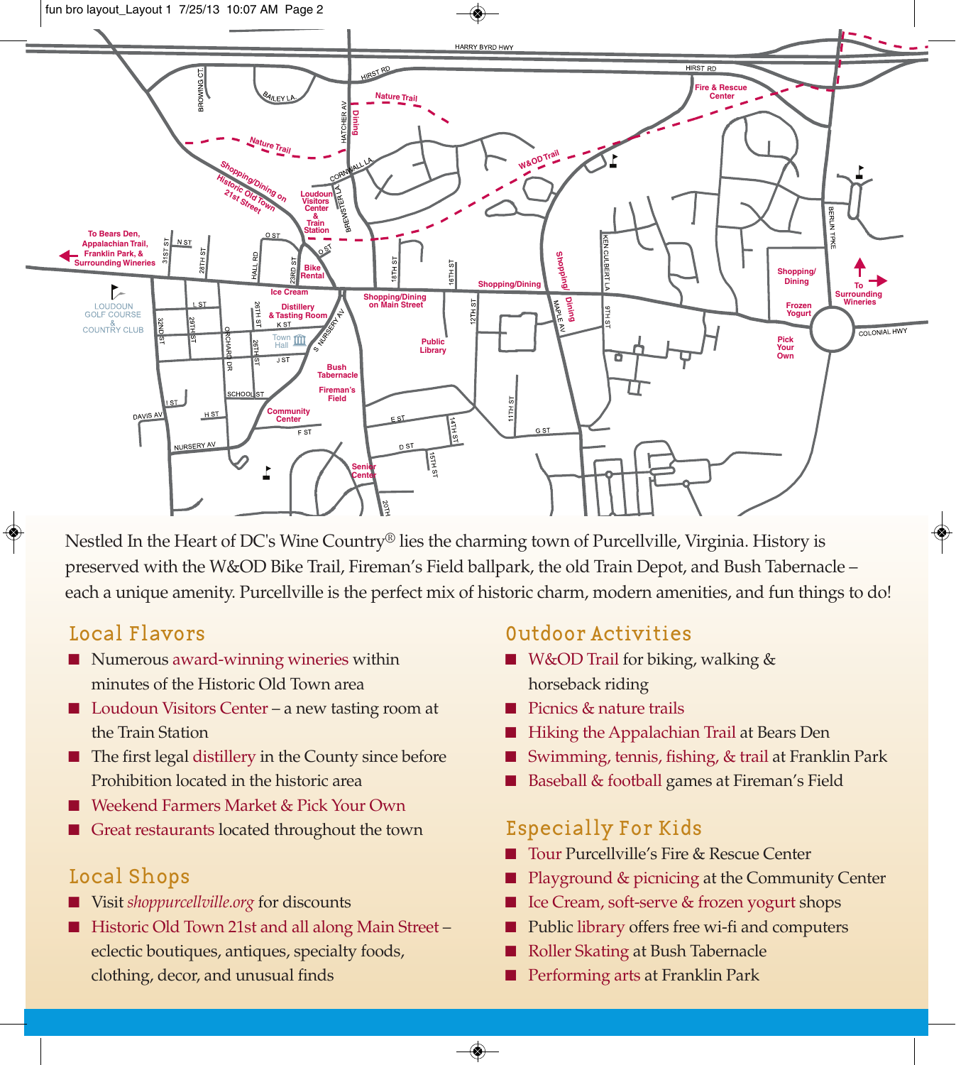Nestled In the Heart of DC's Wine Country® lies the charming town of Purcellville, Virginia. History is preserved with the W&OD Bike Trail, Fireman's Field ballpark, the old Train Depot, and Bush Tabernacle – each a unique amenity. Purcellville is the perfect mix of historic charm, modern amenities, and fun things to do!

## Local Flavors

- Numerous award-winning wineries within minutes of the Historic Old Town area
- Loudoun Visitors Center – a new tasting room at the Train Station
- The first legal distillery in the County since before Prohibition located in the historic area
- Weekend Farmers Market & Pick Your Own
- Great restaurants located throughout the town

## Local Shops

- Visit *shoppurcellville.org* for discounts
- Historic Old Town 21st and all along Main Street – eclectic boutiques, antiques, specialty foods, clothing, decor, and unusual finds

## Outdoor Activities

- W&OD Trail for biking, walking & horseback riding
- Picnics & nature trails
- Hiking the Appalachian Trail at Bears Den
- Swimming, tennis, fishing, & trail at Franklin Park
- Baseball & football games at Fireman's Field

## Especially For Kids

- Tour Purcellville's Fire & Rescue Center
- Playground & picnicing at the Community Center
- Ice Cream, soft-serve & frozen yogurt shops
- Public library offers free wi-fi and computers
- Roller Skating at Bush Tabernacle
- Performing arts at Franklin Park